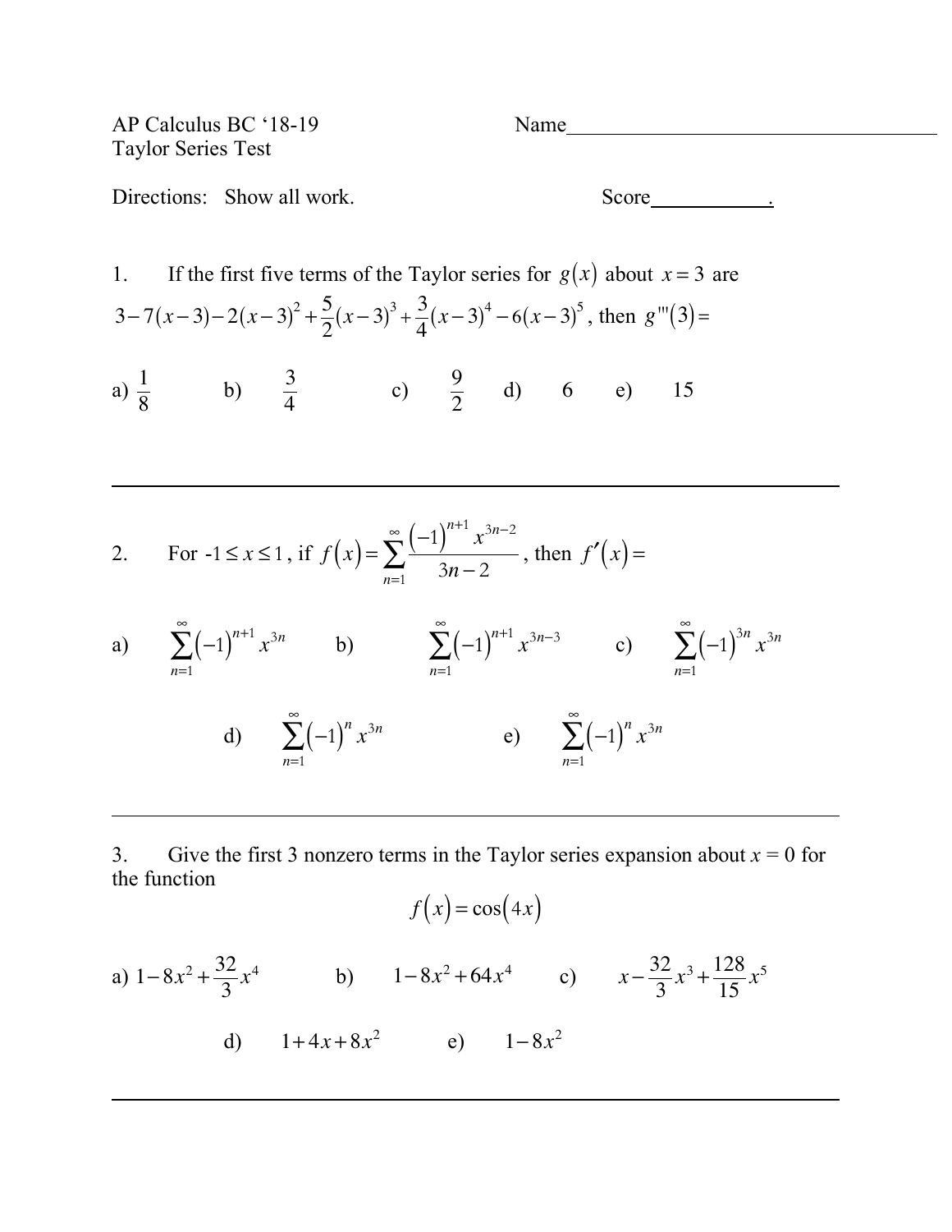AP Calculus BC '18-19
Taylor Series Test

Name____________________

Directions: Show all work.

Score__________.

1. If the first five terms of the Taylor series for $g(x)$ about $x = 3$ are $3-7(x-3)-2(x-3)^2+\frac{5}{2}(x-3)^3+\frac{3}{4}(x-3)^4-6(x-3)^5$, then $g'''(3)=$

a) $\frac{1}{8}$ b) $\frac{3}{4}$ c) $\frac{9}{2}$ d) $6$ e) $15$

---

2. For $-1 \le x \le 1$, if $f(x)=\sum_{n=1}^{\infty}\frac{(-1)^{n+1}x^{3n-2}}{3n-2}$, then $f'(x)=$

a) $\sum_{n=1}^{\infty}(-1)^{n+1}x^{3n}$ b) $\sum_{n=1}^{\infty}(-1)^{n+1}x^{3n-3}$ c) $\sum_{n=1}^{\infty}(-1)^{3n}x^{3n}$

d) $\sum_{n=1}^{\infty}(-1)^{n}x^{3n}$ e) $\sum_{n=1}^{\infty}(-1)^{n}x^{3n}$

---

3. Give the first 3 nonzero terms in the Taylor series expansion about $x = 0$ for the function

$$f(x)=\cos(4x)$$

a) $1-8x^2+\frac{32}{3}x^4$ b) $1-8x^2+64x^4$ c) $x-\frac{32}{3}x^3+\frac{128}{15}x^5$

d) $1+4x+8x^2$ e) $1-8x^2$

---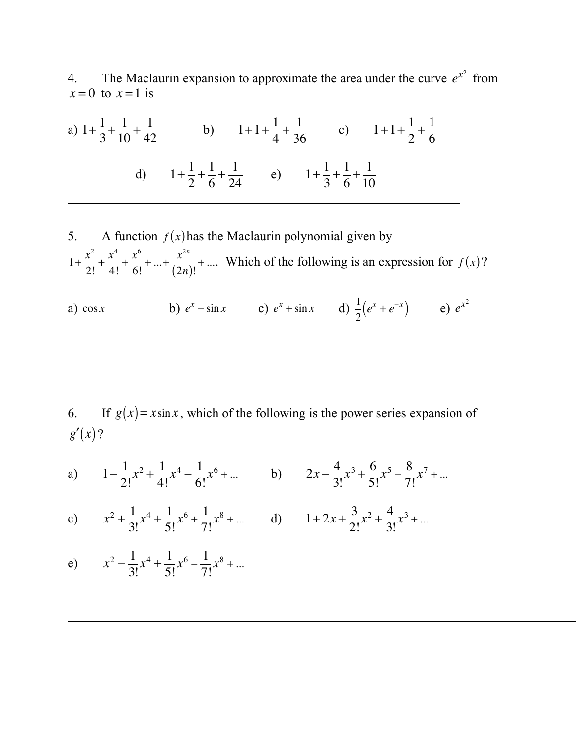4. The Maclaurin expansion to approximate the area under the curve $e^{x^2}$ from $x = 0$ to $x = 1$ is

a) $1+\frac{1}{3}+\frac{1}{10}+\frac{1}{42}$ b) $1+1+\frac{1}{4}+\frac{1}{36}$ c) $1+1+\frac{1}{2}+\frac{1}{6}$

d) $1+\frac{1}{2}+\frac{1}{6}+\frac{1}{24}$ e) $1+\frac{1}{3}+\frac{1}{6}+\frac{1}{10}$

---

5. A function $f(x)$ has the Maclaurin polynomial given by $1+\frac{x^2}{2!}+\frac{x^4}{4!}+\frac{x^6}{6!}+...+\frac{x^{2n}}{(2n)!}+....$ Which of the following is an expression for $f(x)$?

a) $\cos x$ b) $e^x - \sin x$ c) $e^x + \sin x$ d) $\frac{1}{2}\left(e^x + e^{-x}\right)$ e) $e^{x^2}$

---

6. If $g(x) = x\sin x$, which of the following is the power series expansion of $g'(x)$?

a) $1-\frac{1}{2!}x^2+\frac{1}{4!}x^4-\frac{1}{6!}x^6+...$ b) $2x-\frac{4}{3!}x^3+\frac{6}{5!}x^5-\frac{8}{7!}x^7+...$

c) $x^2+\frac{1}{3!}x^4+\frac{1}{5!}x^6+\frac{1}{7!}x^8+...$ d) $1+2x+\frac{3}{2!}x^2+\frac{4}{3!}x^3+...$

e) $x^2-\frac{1}{3!}x^4+\frac{1}{5!}x^6-\frac{1}{7!}x^8+...$

---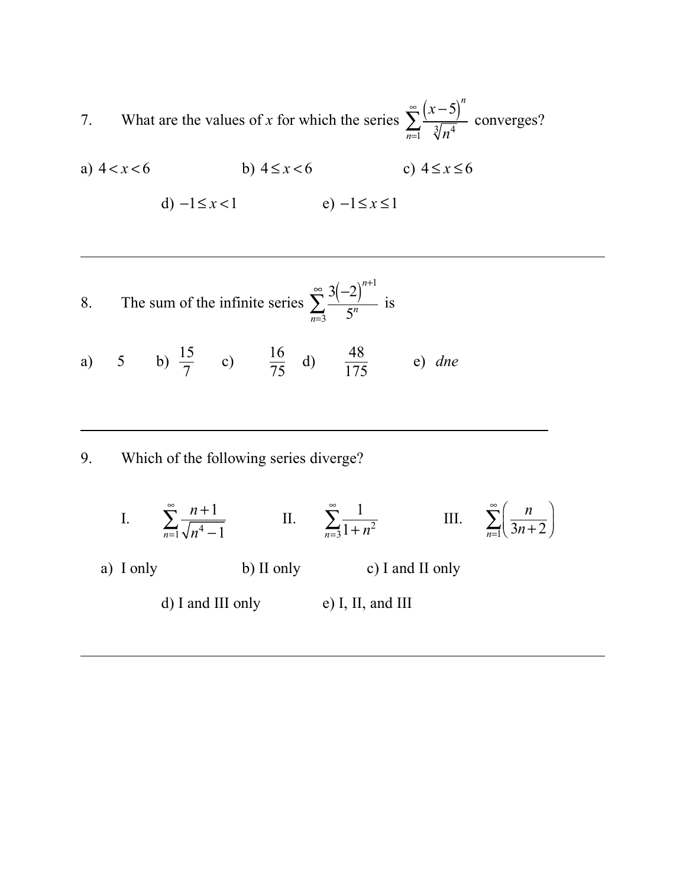7. What are the values of $x$ for which the series $\sum_{n=1}^{\infty} \frac{(x-5)^n}{\sqrt[3]{n^4}}$ converges?

a) $4 < x < 6$ b) $4 \le x < 6$ c) $4 \le x \le 6$

d) $-1 \le x < 1$ e) $-1 \le x \le 1$

---

8. The sum of the infinite series $\sum_{n=3}^{\infty} \frac{3(-2)^{n+1}}{5^n}$ is

a) 5 b) $\frac{15}{7}$ c) $\frac{16}{75}$ d) $\frac{48}{175}$ e) *dne*

---

9. Which of the following series diverge?

I. $\sum_{n=1}^{\infty} \frac{n+1}{\sqrt{n^4 - 1}}$ II. $\sum_{n=3}^{\infty} \frac{1}{1+n^2}$ III. $\sum_{n=1}^{\infty} \left( \frac{n}{3n+2} \right)$

a) I only b) II only c) I and II only

d) I and III only e) I, II, and III

---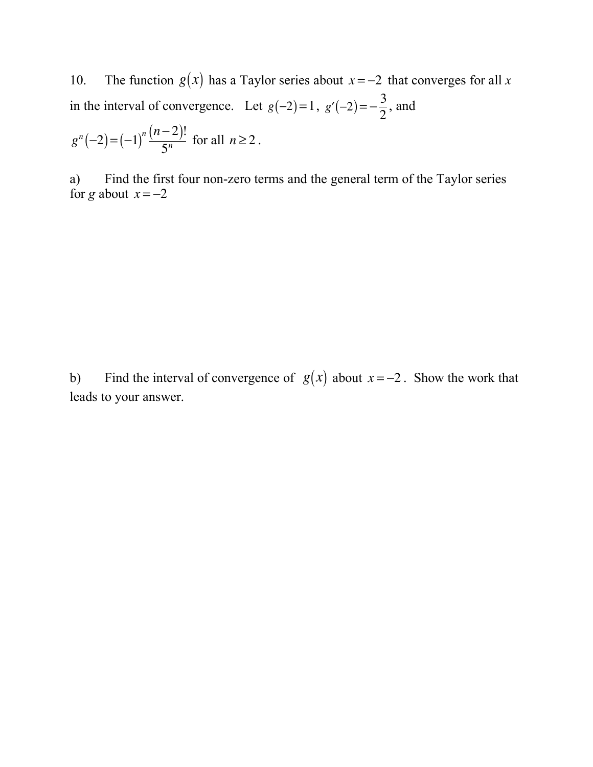10. The function $g(x)$ has a Taylor series about $x=-2$ that converges for all $x$ in the interval of convergence. Let $g(-2)=1$, $g'(-2)=-\frac{3}{2}$, and $g^n(-2)=(-1)^n \frac{(n-2)!}{5^n}$ for all $n \geq 2$.

a) Find the first four non-zero terms and the general term of the Taylor series for $g$ about $x=-2$

b) Find the interval of convergence of $g(x)$ about $x=-2$. Show the work that leads to your answer.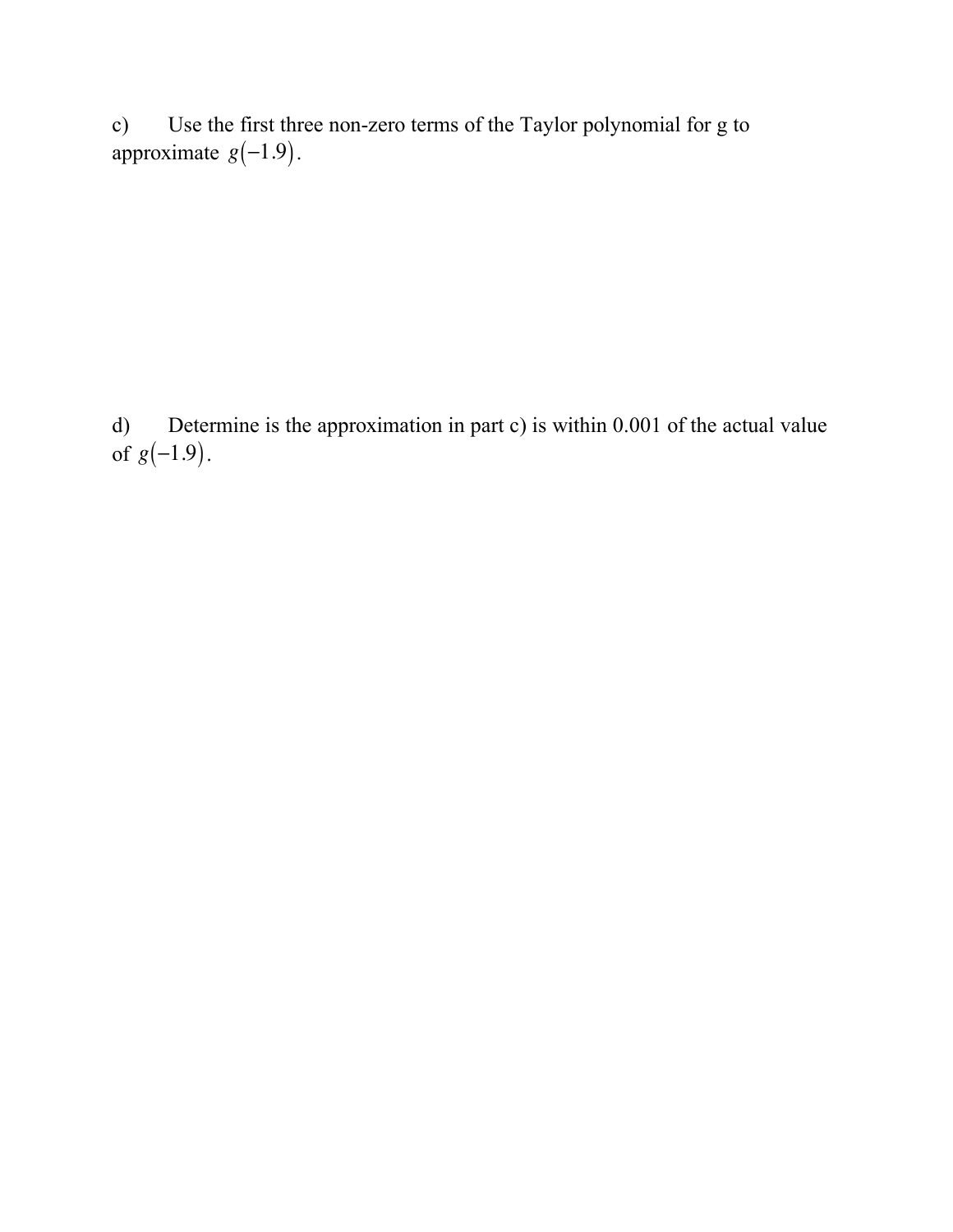c) Use the first three non-zero terms of the Taylor polynomial for g to approximate $g(-1.9)$.

d) Determine is the approximation in part c) is within 0.001 of the actual value of $g(-1.9)$.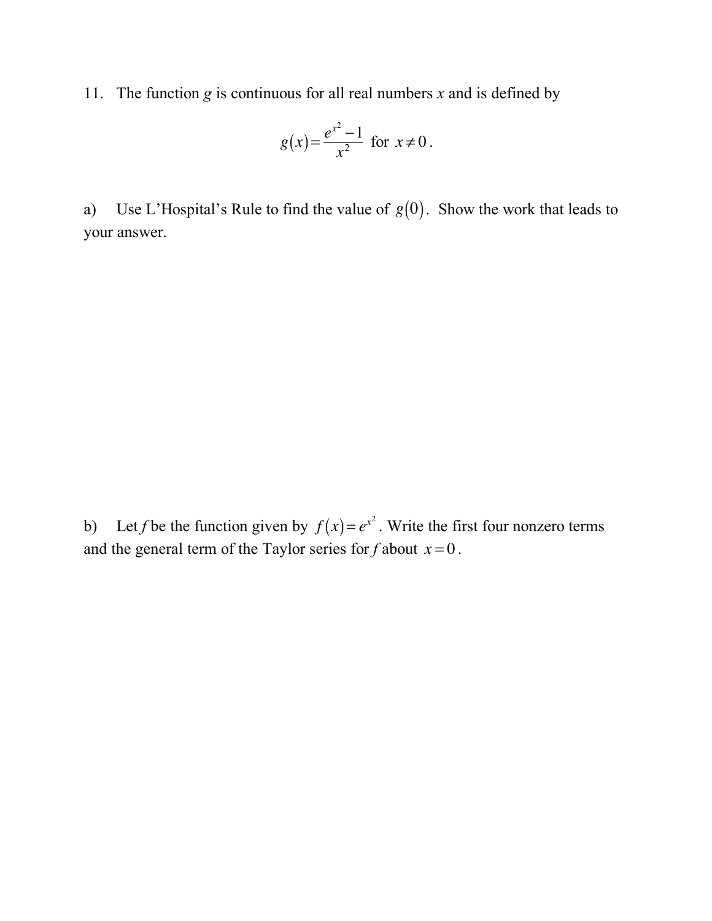11. The function $g$ is continuous for all real numbers $x$ and is defined by

$$g(x) = \frac{e^{x^2} - 1}{x^2} \text{ for } x \neq 0.$$

a) Use L'Hospital's Rule to find the value of $g(0)$. Show the work that leads to your answer.

b) Let $f$ be the function given by $f(x) = e^{x^2}$. Write the first four nonzero terms and the general term of the Taylor series for $f$ about $x = 0$.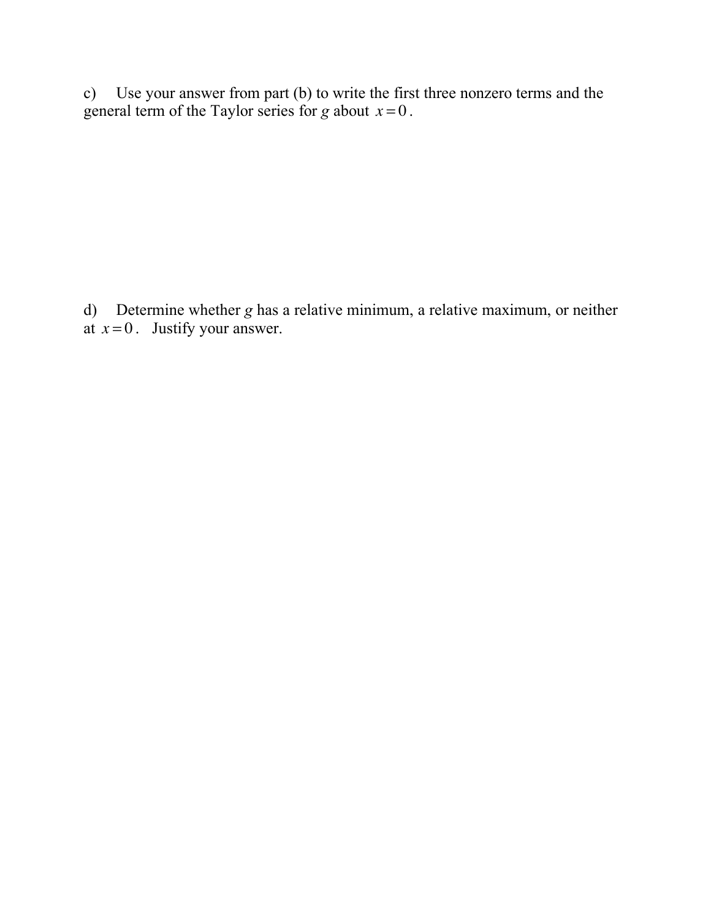c) Use your answer from part (b) to write the first three nonzero terms and the general term of the Taylor series for $g$ about $x = 0$.

d) Determine whether $g$ has a relative minimum, a relative maximum, or neither at $x = 0$. Justify your answer.